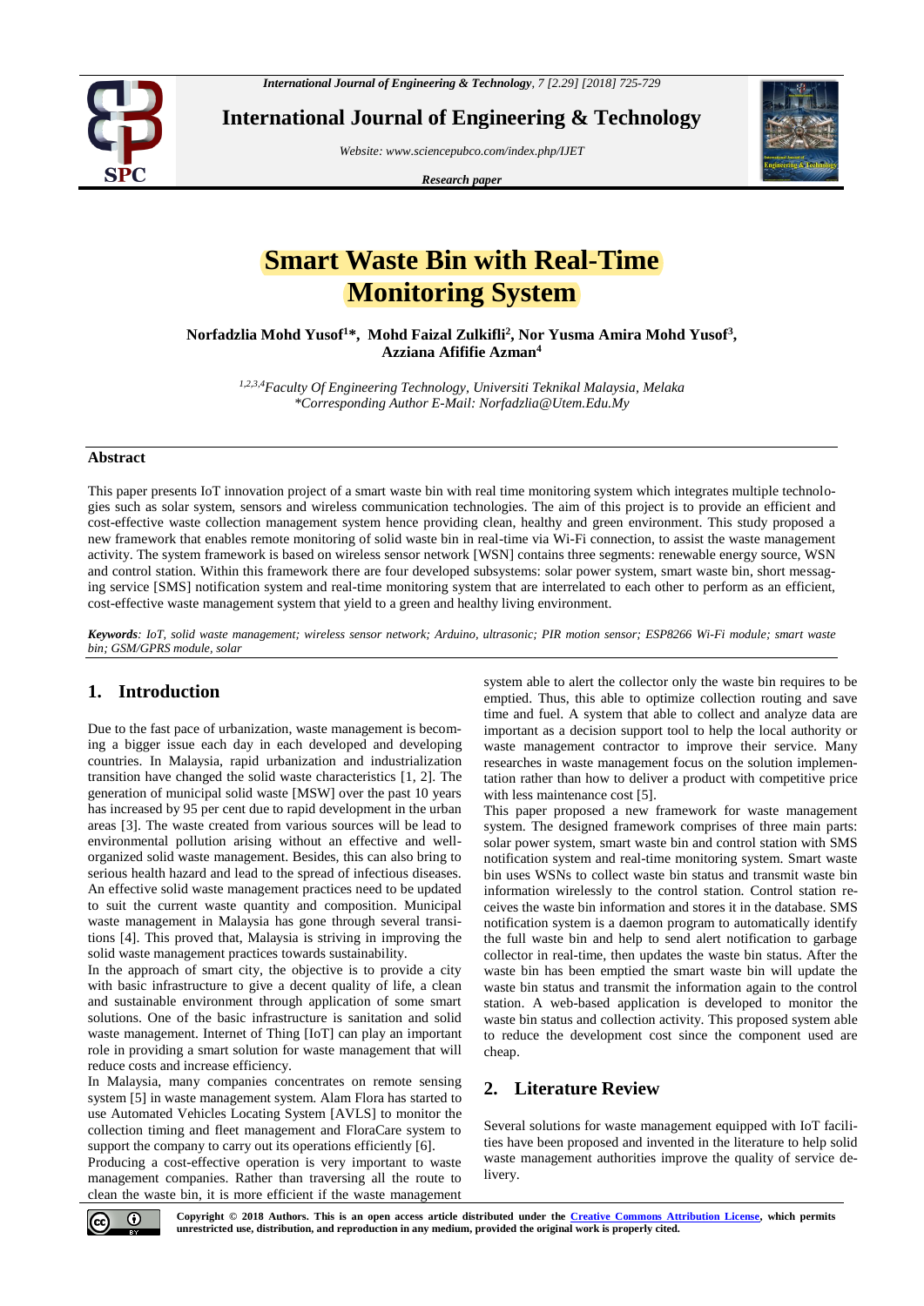# Smart Waste Bin with Real-Time Monitoring System

**Norfadzlia Mohd Yusof[1]*, Mohd Faizal Zulkifli[2], Nor Yusma Amira Mohd Yusof[3], Azziana Afififie Azman[4]**

*[1,2,3,4]Faculty Of Engineering Technology, Universiti Teknikal Malaysia, Melaka*
*\*Corresponding Author E-Mail: Norfadzlia@Utem.Edu.My*

## Abstract

This paper presents IoT innovation project of a smart waste bin with real time monitoring system which integrates multiple technologies such as solar system, sensors and wireless communication technologies. The aim of this project is to provide an efficient and cost-effective waste collection management system hence providing clean, healthy and green environment. This study proposed a new framework that enables remote monitoring of solid waste bin in real-time via Wi-Fi connection, to assist the waste management activity. The system framework is based on wireless sensor network [WSN] contains three segments: renewable energy source, WSN and control station. Within this framework there are four developed subsystems: solar power system, smart waste bin, short messaging service [SMS] notification system and real-time monitoring system that are interrelated to each other to perform as an efficient, cost-effective waste management system that yield to a green and healthy living environment.

***Keywords**: IoT, solid waste management; wireless sensor network; Arduino, ultrasonic; PIR motion sensor; ESP8266 Wi-Fi module; smart waste bin; GSM/GPRS module, solar*

## 1. Introduction

Due to the fast pace of urbanization, waste management is becoming a bigger issue each day in each developed and developing countries. In Malaysia, rapid urbanization and industrialization transition have changed the solid waste characteristics [1, 2]. The generation of municipal solid waste [MSW] over the past 10 years has increased by 95 per cent due to rapid development in the urban areas [3]. The waste created from various sources will be lead to environmental pollution arising without an effective and well-organized solid waste management. Besides, this can also bring to serious health hazard and lead to the spread of infectious diseases. An effective solid waste management practices need to be updated to suit the current waste quantity and composition. Municipal waste management in Malaysia has gone through several transitions [4]. This proved that, Malaysia is striving in improving the solid waste management practices towards sustainability.

In the approach of smart city, the objective is to provide a city with basic infrastructure to give a decent quality of life, a clean and sustainable environment through application of some smart solutions. One of the basic infrastructure is sanitation and solid waste management. Internet of Thing [IoT] can play an important role in providing a smart solution for waste management that will reduce costs and increase efficiency.

In Malaysia, many companies concentrates on remote sensing system [5] in waste management system. Alam Flora has started to use Automated Vehicles Locating System [AVLS] to monitor the collection timing and fleet management and FloraCare system to support the company to carry out its operations efficiently [6].

Producing a cost-effective operation is very important to waste management companies. Rather than traversing all the route to clean the waste bin, it is more efficient if the waste management system able to alert the collector only the waste bin requires to be emptied. Thus, this able to optimize collection routing and save time and fuel. A system that able to collect and analyze data are important as a decision support tool to help the local authority or waste management contractor to improve their service. Many researches in waste management focus on the solution implementation rather than how to deliver a product with competitive price with less maintenance cost [5].

This paper proposed a new framework for waste management system. The designed framework comprises of three main parts: solar power system, smart waste bin and control station with SMS notification system and real-time monitoring system. Smart waste bin uses WSNs to collect waste bin status and transmit waste bin information wirelessly to the control station. Control station receives the waste bin information and stores it in the database. SMS notification system is a daemon program to automatically identify the full waste bin and help to send alert notification to garbage collector in real-time, then updates the waste bin status. After the waste bin has been emptied the smart waste bin will update the waste bin status and transmit the information again to the control station. A web-based application is developed to monitor the waste bin status and collection activity. This proposed system able to reduce the development cost since the component used are cheap.

## 2. Literature Review

Several solutions for waste management equipped with IoT facilities have been proposed and invented in the literature to help solid waste management authorities improve the quality of service delivery.

**Copyright © 2018 Authors. This is an open access article distributed under the Creative Commons Attribution License, which permits unrestricted use, distribution, and reproduction in any medium, provided the original work is properly cited.**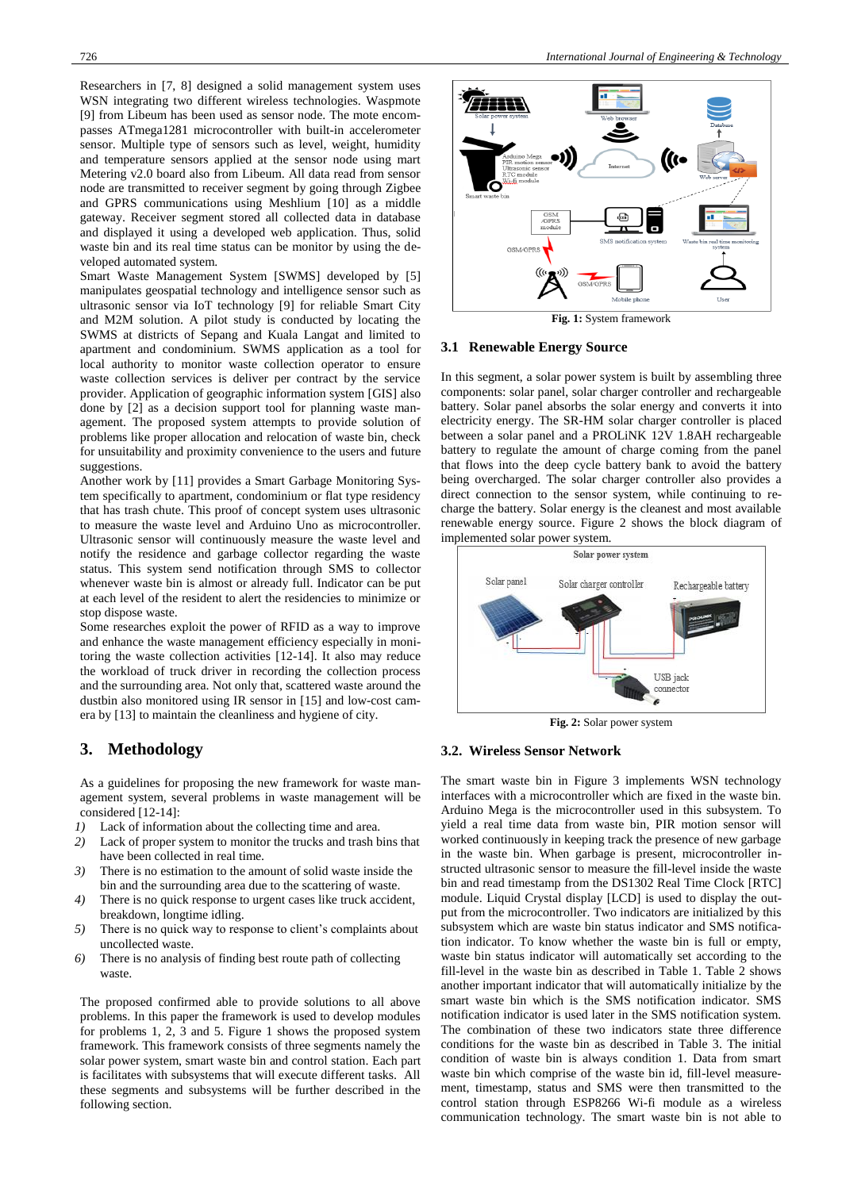Researchers in [7, 8] designed a solid management system uses WSN integrating two different wireless technologies. Waspmote [9] from Libeum has been used as sensor node. The mote encompasses ATmega1281 microcontroller with built-in accelerometer sensor. Multiple type of sensors such as level, weight, humidity and temperature sensors applied at the sensor node using mart Metering v2.0 board also from Libeum. All data read from sensor node are transmitted to receiver segment by going through Zigbee and GPRS communications using Meshlium [10] as a middle gateway. Receiver segment stored all collected data in database and displayed it using a developed web application. Thus, solid waste bin and its real time status can be monitor by using the developed automated system.

Smart Waste Management System [SWMS] developed by [5] manipulates geospatial technology and intelligence sensor such as ultrasonic sensor via IoT technology [9] for reliable Smart City and M2M solution. A pilot study is conducted by locating the SWMS at districts of Sepang and Kuala Langat and limited to apartment and condominium. SWMS application as a tool for local authority to monitor waste collection operator to ensure waste collection services is deliver per contract by the service provider. Application of geographic information system [GIS] also done by [2] as a decision support tool for planning waste management. The proposed system attempts to provide solution of problems like proper allocation and relocation of waste bin, check for unsuitability and proximity convenience to the users and future suggestions.

Another work by [11] provides a Smart Garbage Monitoring System specifically to apartment, condominium or flat type residency that has trash chute. This proof of concept system uses ultrasonic to measure the waste level and Arduino Uno as microcontroller. Ultrasonic sensor will continuously measure the waste level and notify the residence and garbage collector regarding the waste status. This system send notification through SMS to collector whenever waste bin is almost or already full. Indicator can be put at each level of the resident to alert the residencies to minimize or stop dispose waste.

Some researches exploit the power of RFID as a way to improve and enhance the waste management efficiency especially in monitoring the waste collection activities [12-14]. It also may reduce the workload of truck driver in recording the collection process and the surrounding area. Not only that, scattered waste around the dustbin also monitored using IR sensor in [15] and low-cost camera by [13] to maintain the cleanliness and hygiene of city.

## 3. Methodology

As a guidelines for proposing the new framework for waste management system, several problems in waste management will be considered [12-14]:

1) Lack of information about the collecting time and area.
2) Lack of proper system to monitor the trucks and trash bins that have been collected in real time.
3) There is no estimation to the amount of solid waste inside the bin and the surrounding area due to the scattering of waste.
4) There is no quick response to urgent cases like truck accident, breakdown, longtime idling.
5) There is no quick way to response to client's complaints about uncollected waste.
6) There is no analysis of finding best route path of collecting waste.

The proposed confirmed able to provide solutions to all above problems. In this paper the framework is used to develop modules for problems 1, 2, 3 and 5. Figure 1 shows the proposed system framework. This framework consists of three segments namely the solar power system, smart waste bin and control station. Each part is facilitates with subsystems that will execute different tasks. All these segments and subsystems will be further described in the following section.

**Fig. 1:** System framework

### 3.1 Renewable Energy Source

In this segment, a solar power system is built by assembling three components: solar panel, solar charger controller and rechargeable battery. Solar panel absorbs the solar energy and converts it into electricity energy. The SR-HM solar charger controller is placed between a solar panel and a PROLiNK 12V 1.8AH rechargeable battery to regulate the amount of charge coming from the panel that flows into the deep cycle battery bank to avoid the battery being overcharged. The solar charger controller also provides a direct connection to the sensor system, while continuing to recharge the battery. Solar energy is the cleanest and most available renewable energy source. Figure 2 shows the block diagram of implemented solar power system.

**Fig. 2:** Solar power system

### 3.2. Wireless Sensor Network

The smart waste bin in Figure 3 implements WSN technology interfaces with a microcontroller which are fixed in the waste bin. Arduino Mega is the microcontroller used in this subsystem. To yield a real time data from waste bin, PIR motion sensor will worked continuously in keeping track the presence of new garbage in the waste bin. When garbage is present, microcontroller instructed ultrasonic sensor to measure the fill-level inside the waste bin and read timestamp from the DS1302 Real Time Clock [RTC] module. Liquid Crystal display [LCD] is used to display the output from the microcontroller. Two indicators are initialized by this subsystem which are waste bin status indicator and SMS notification indicator. To know whether the waste bin is full or empty, waste bin status indicator will automatically set according to the fill-level in the waste bin as described in Table 1. Table 2 shows another important indicator that will automatically initialize by the smart waste bin which is the SMS notification indicator. SMS notification indicator is used later in the SMS notification system. The combination of these two indicators state three difference conditions for the waste bin as described in Table 3. The initial condition of waste bin is always condition 1. Data from smart waste bin which comprise of the waste bin id, fill-level measurement, timestamp, status and SMS were then transmitted to the control station through ESP8266 Wi-fi module as a wireless communication technology. The smart waste bin is not able to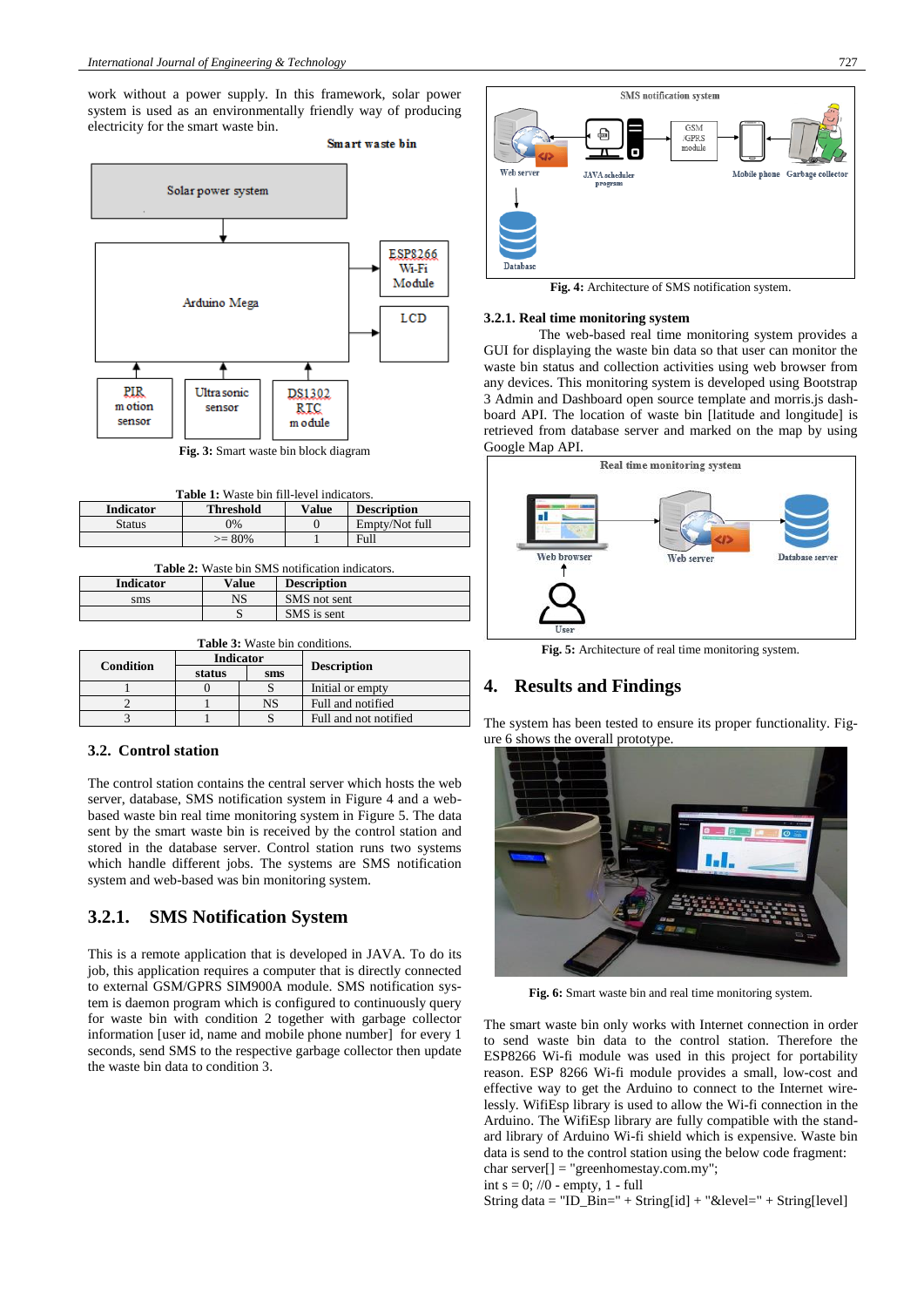work without a power supply. In this framework, solar power system is used as an environmentally friendly way of producing electricity for the smart waste bin.

**Fig. 3:** Smart waste bin block diagram

**Table 1:** Waste bin fill-level indicators.

| Indicator | Threshold | Value | Description |
|---|---|---|---|
| Status | 0% | 0 | Empty/Not full |
| | >= 80% | 1 | Full |

**Table 2:** Waste bin SMS notification indicators.

| Indicator | Value | Description |
|---|---|---|
| sms | NS | SMS not sent |
| | S | SMS is sent |

**Table 3:** Waste bin conditions.

| Condition | Indicator | | Description |
|---|---|---|---|
| | status | sms | |
| 1 | 0 | S | Initial or empty |
| 2 | 1 | NS | Full and notified |
| 3 | 1 | S | Full and not notified |

### 3.2. Control station

The control station contains the central server which hosts the web server, database, SMS notification system in Figure 4 and a web-based waste bin real time monitoring system in Figure 5. The data sent by the smart waste bin is received by the control station and stored in the database server. Control station runs two systems which handle different jobs. The systems are SMS notification system and web-based was bin monitoring system.

### 3.2.1. SMS Notification System

This is a remote application that is developed in JAVA. To do its job, this application requires a computer that is directly connected to external GSM/GPRS SIM900A module. SMS notification system is daemon program which is configured to continuously query for waste bin with condition 2 together with garbage collector information [user id, name and mobile phone number] for every 1 seconds, send SMS to the respective garbage collector then update the waste bin data to condition 3.

**Fig. 4:** Architecture of SMS notification system.

#### 3.2.1. Real time monitoring system

The web-based real time monitoring system provides a GUI for displaying the waste bin data so that user can monitor the waste bin status and collection activities using web browser from any devices. This monitoring system is developed using Bootstrap 3 Admin and Dashboard open source template and morris.js dashboard API. The location of waste bin [latitude and longitude] is retrieved from database server and marked on the map by using Google Map API.

**Fig. 5:** Architecture of real time monitoring system.

## 4. Results and Findings

The system has been tested to ensure its proper functionality. Figure 6 shows the overall prototype.

**Fig. 6:** Smart waste bin and real time monitoring system.

The smart waste bin only works with Internet connection in order to send waste bin data to the control station. Therefore the ESP8266 Wi-fi module was used in this project for portability reason. ESP 8266 Wi-fi module provides a small, low-cost and effective way to get the Arduino to connect to the Internet wirelessly. WifiEsp library is used to allow the Wi-fi connection in the Arduino. The WifiEsp library are fully compatible with the standard library of Arduino Wi-fi shield which is expensive. Waste bin data is send to the control station using the below code fragment:

```
char server[] = "greenhomestay.com.my";
int s = 0; //0 - empty, 1 - full
String data = "ID_Bin=" + String[id] + "&level=" + String[level]
```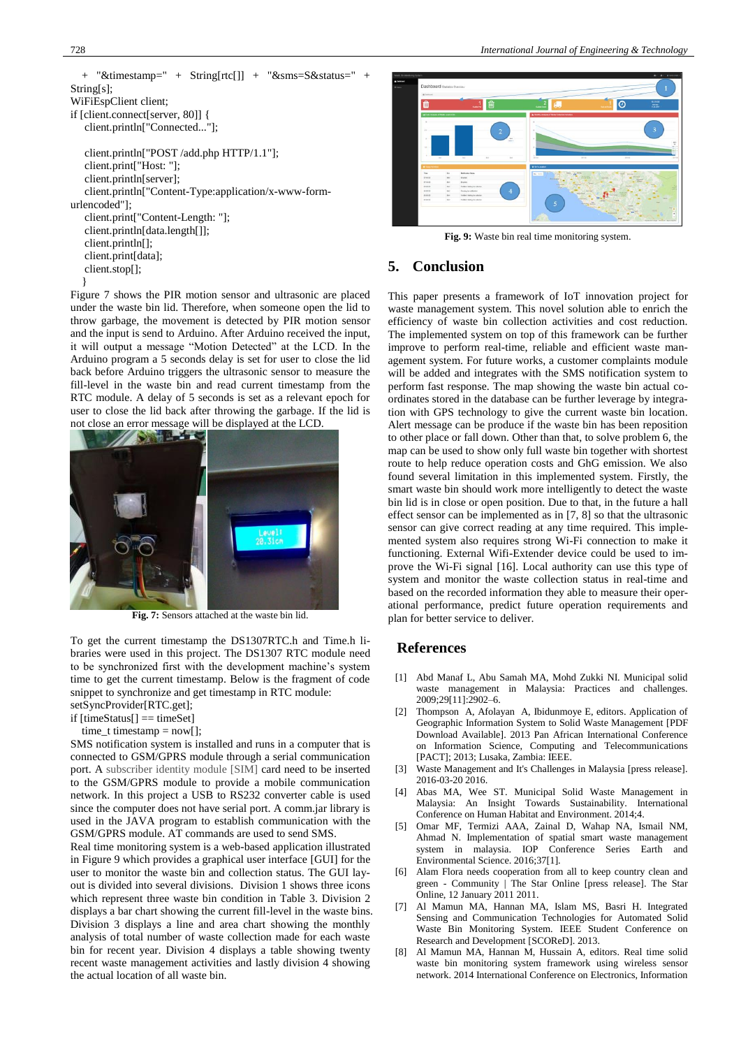```
+ "&timestamp=" + String[rtc[]] + "&sms=S&status=" + String[s];
WiFiEspClient client;
if [client.connect[server, 80]] {
  client.println["Connected..."];

  client.println["POST /add.php HTTP/1.1"];
  client.print["Host: "];
  client.println[server];
  client.println["Content-Type:application/x-www-form-urlencoded"];
  client.print["Content-Length: "];
  client.println[data.length[]];
  client.println[];
  client.print[data];
  client.stop[];
}
```

Figure 7 shows the PIR motion sensor and ultrasonic are placed under the waste bin lid. Therefore, when someone open the lid to throw garbage, the movement is detected by PIR motion sensor and the input is send to Arduino. After Arduino received the input, it will output a message "Motion Detected" at the LCD. In the Arduino program a 5 seconds delay is set for user to close the lid back before Arduino triggers the ultrasonic sensor to measure the fill-level in the waste bin and read current timestamp from the RTC module. A delay of 5 seconds is set as a relevant epoch for user to close the lid back after throwing the garbage. If the lid is not close an error message will be displayed at the LCD.

**Fig. 7:** Sensors attached at the waste bin lid.

To get the current timestamp the DS1307RTC.h and Time.h libraries were used in this project. The DS1307 RTC module need to be synchronized first with the development machine's system time to get the current timestamp. Below is the fragment of code snippet to synchronize and get timestamp in RTC module:

```
setSyncProvider[RTC.get];
if [timeStatus[] == timeSet]
  time_t timestamp = now[];
```

SMS notification system is installed and runs in a computer that is connected to GSM/GPRS module through a serial communication port. A subscriber identity module [SIM] card need to be inserted to the GSM/GPRS module to provide a mobile communication network. In this project a USB to RS232 converter cable is used since the computer does not have serial port. A comm.jar library is used in the JAVA program to establish communication with the GSM/GPRS module. AT commands are used to send SMS.

Real time monitoring system is a web-based application illustrated in Figure 9 which provides a graphical user interface [GUI] for the user to monitor the waste bin and collection status. The GUI layout is divided into several divisions. Division 1 shows three icons which represent three waste bin condition in Table 3. Division 2 displays a bar chart showing the current fill-level in the waste bins. Division 3 displays a line and area chart showing the monthly analysis of total number of waste collection made for each waste bin for recent year. Division 4 displays a table showing twenty recent waste management activities and lastly division 4 showing the actual location of all waste bin.

**Fig. 9:** Waste bin real time monitoring system.

## 5. Conclusion

This paper presents a framework of IoT innovation project for waste management system. This novel solution able to enrich the efficiency of waste bin collection activities and cost reduction. The implemented system on top of this framework can be further improve to perform real-time, reliable and efficient waste management system. For future works, a customer complaints module will be added and integrates with the SMS notification system to perform fast response. The map showing the waste bin actual coordinates stored in the database can be further leverage by integration with GPS technology to give the current waste bin location. Alert message can be produce if the waste bin has been reposition to other place or fall down. Other than that, to solve problem 6, the map can be used to show only full waste bin together with shortest route to help reduce operation costs and GhG emission. We also found several limitation in this implemented system. Firstly, the smart waste bin should work more intelligently to detect the waste bin lid is in close or open position. Due to that, in the future a hall effect sensor can be implemented as in [7, 8] so that the ultrasonic sensor can give correct reading at any time required. This implemented system also requires strong Wi-Fi connection to make it functioning. External Wifi-Extender device could be used to improve the Wi-Fi signal [16]. Local authority can use this type of system and monitor the waste collection status in real-time and based on the recorded information they able to measure their operational performance, predict future operation requirements and plan for better service to deliver.

## References

[1] Abd Manaf L, Abu Samah MA, Mohd Zukki NI. Municipal solid waste management in Malaysia: Practices and challenges. 2009;29[11]:2902–6.

[2] Thompson A, Afolayan A, Ibidunmoye E, editors. Application of Geographic Information System to Solid Waste Management [PDF Download Available]. 2013 Pan African International Conference on Information Science, Computing and Telecommunications [PACT]; 2013; Lusaka, Zambia: IEEE.

[3] Waste Management and It's Challenges in Malaysia [press release]. 2016-03-20 2016.

[4] Abas MA, Wee ST. Municipal Solid Waste Management in Malaysia: An Insight Towards Sustainability. International Conference on Human Habitat and Environment. 2014;4.

[5] Omar MF, Termizi AAA, Zainal D, Wahap NA, Ismail NM, Ahmad N. Implementation of spatial smart waste management system in malaysia. IOP Conference Series Earth and Environmental Science. 2016;37[1].

[6] Alam Flora needs cooperation from all to keep country clean and green - Community | The Star Online [press release]. The Star Online, 12 January 2011 2011.

[7] Al Mamun MA, Hannan MA, Islam MS, Basri H. Integrated Sensing and Communication Technologies for Automated Solid Waste Bin Monitoring System. IEEE Student Conference on Research and Development [SCOReD]. 2013.

[8] Al Mamun MA, Hannan M, Hussain A, editors. Real time solid waste bin monitoring system framework using wireless sensor network. 2014 International Conference on Electronics, Information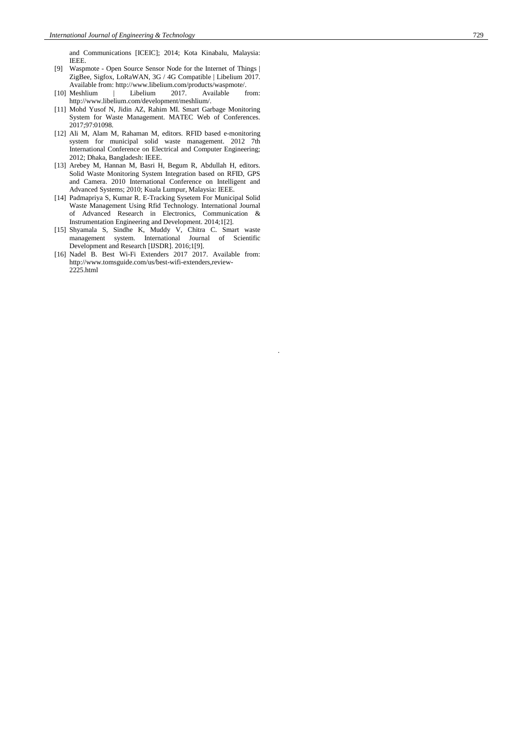and Communications [ICEIC]; 2014; Kota Kinabalu, Malaysia: IEEE.

[9] Waspmote - Open Source Sensor Node for the Internet of Things | ZigBee, Sigfox, LoRaWAN, 3G / 4G Compatible | Libelium 2017. Available from: http://www.libelium.com/products/waspmote/.

[10] Meshlium | Libelium 2017. Available from: http://www.libelium.com/development/meshlium/.

[11] Mohd Yusof N, Jidin AZ, Rahim MI. Smart Garbage Monitoring System for Waste Management. MATEC Web of Conferences. 2017;97:01098.

[12] Ali M, Alam M, Rahaman M, editors. RFID based e-monitoring system for municipal solid waste management. 2012 7th International Conference on Electrical and Computer Engineering; 2012; Dhaka, Bangladesh: IEEE.

[13] Arebey M, Hannan M, Basri H, Begum R, Abdullah H, editors. Solid Waste Monitoring System Integration based on RFID, GPS and Camera. 2010 International Conference on Intelligent and Advanced Systems; 2010; Kuala Lumpur, Malaysia: IEEE.

[14] Padmapriya S, Kumar R. E-Tracking Sysetem For Municipal Solid Waste Management Using Rfid Technology. International Journal of Advanced Research in Electronics, Communication & Instrumentation Engineering and Development. 2014;1[2].

[15] Shyamala S, Sindhe K, Muddy V, Chitra C. Smart waste management system. International Journal of Scientific Development and Research [IJSDR]. 2016;1[9].

[16] Nadel B. Best Wi-Fi Extenders 2017 2017. Available from: http://www.tomsguide.com/us/best-wifi-extenders,review-2225.html